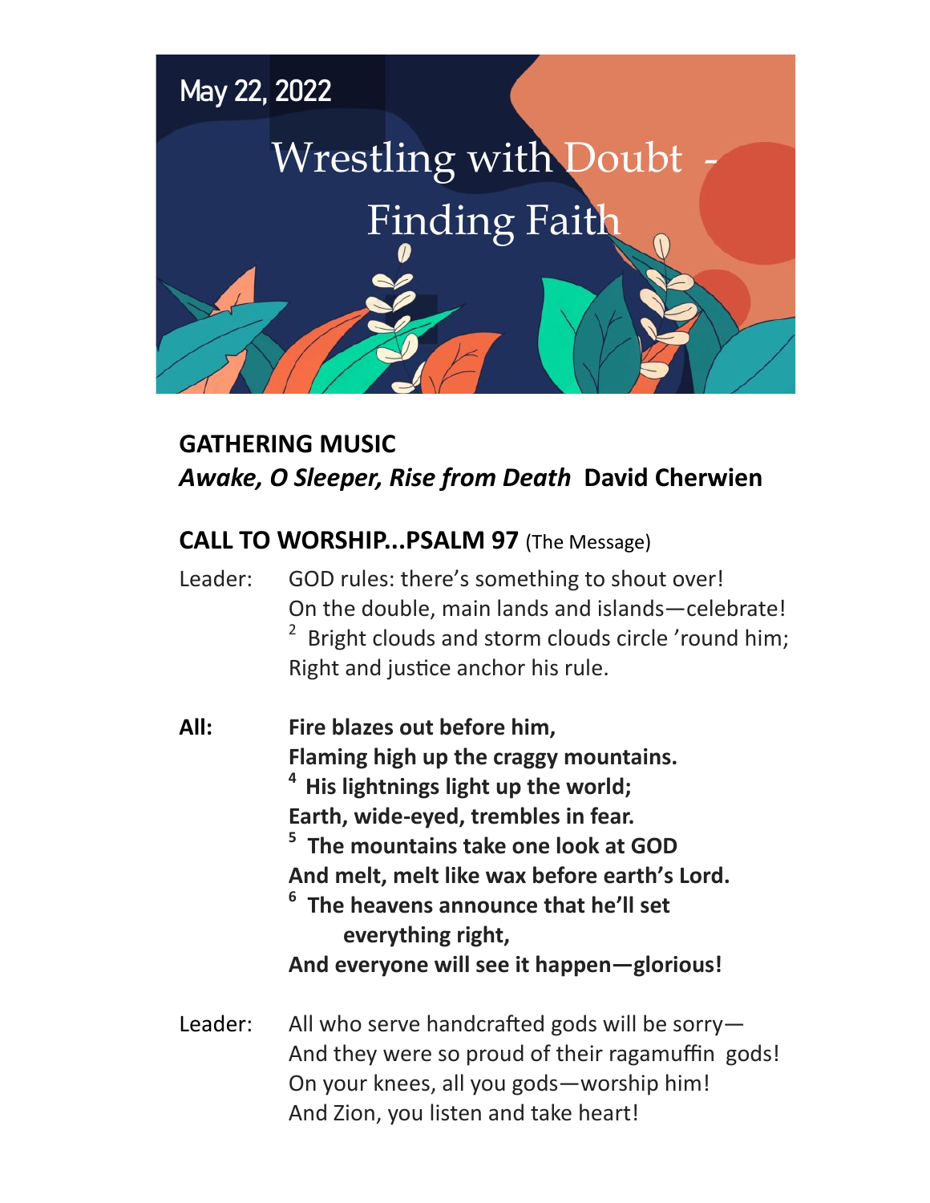May 22, 2022

# Wrestling with Doubt - Finding Faith

**GATHERING MUSIC**
***Awake, O Sleeper, Rise from Death*** **David Cherwien**

## CALL TO WORSHIP...PSALM 97 (The Message)

Leader: GOD rules: there's something to shout over!
On the double, main lands and islands—celebrate!
[2] Bright clouds and storm clouds circle 'round him;
Right and justice anchor his rule.

**All: Fire blazes out before him,**
**Flaming high up the craggy mountains.**
**[4] His lightnings light up the world;**
**Earth, wide-eyed, trembles in fear.**
**[5] The mountains take one look at GOD**
**And melt, melt like wax before earth's Lord.**
**[6] The heavens announce that he'll set everything right,**
**And everyone will see it happen—glorious!**

Leader: All who serve handcrafted gods will be sorry—
And they were so proud of their ragamuffin gods!
On your knees, all you gods—worship him!
And Zion, you listen and take heart!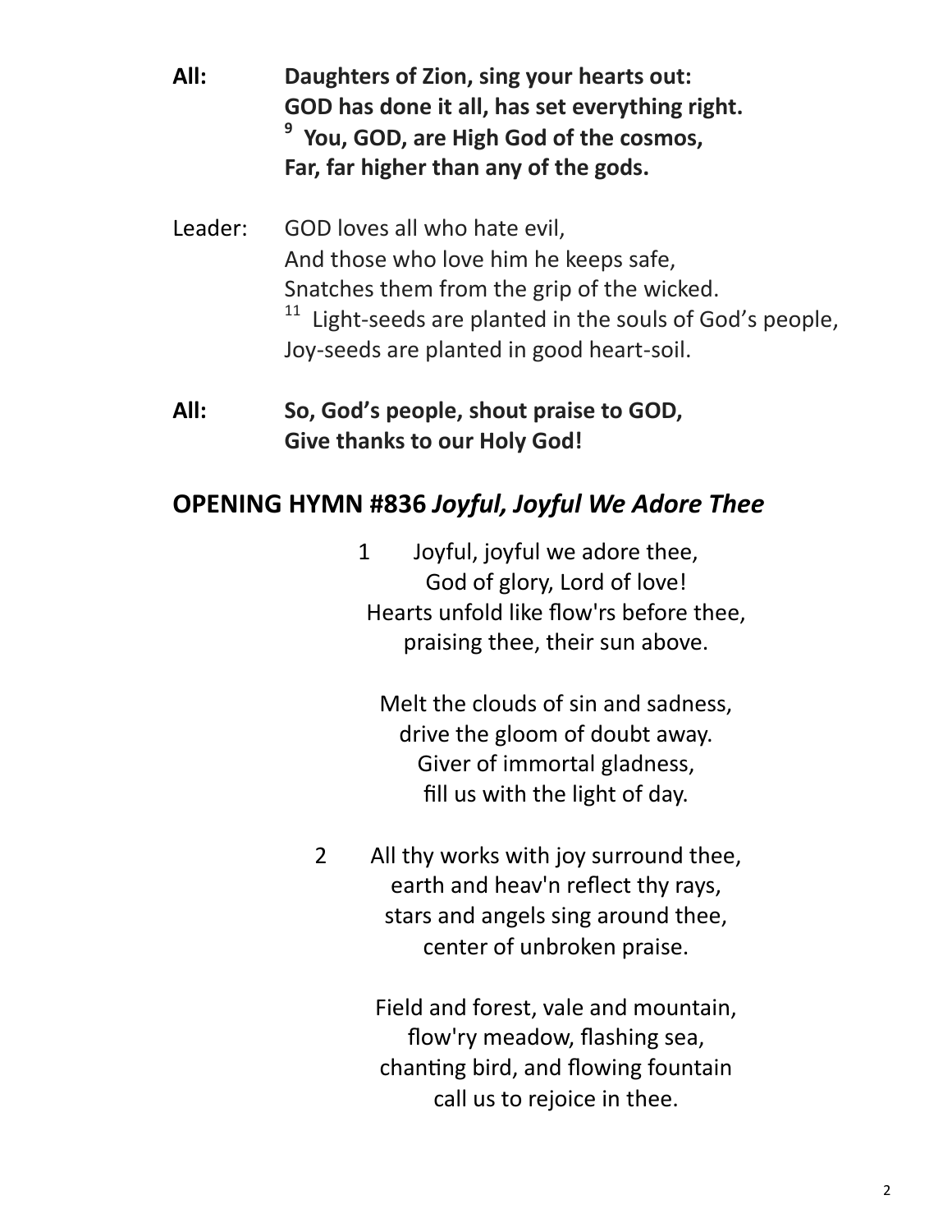**All:** **Daughters of Zion, sing your hearts out:**
**GOD has done it all, has set everything right.**
**[9] You, GOD, are High God of the cosmos,**
**Far, far higher than any of the gods.**

Leader: GOD loves all who hate evil,
And those who love him he keeps safe,
Snatches them from the grip of the wicked.
[11] Light-seeds are planted in the souls of God's people,
Joy-seeds are planted in good heart-soil.

**All:** **So, God's people, shout praise to GOD,**
**Give thanks to our Holy God!**

## OPENING HYMN #836 *Joyful, Joyful We Adore Thee*

1 Joyful, joyful we adore thee,
God of glory, Lord of love!
Hearts unfold like flow'rs before thee,
praising thee, their sun above.

Melt the clouds of sin and sadness,
drive the gloom of doubt away.
Giver of immortal gladness,
fill us with the light of day.

2 All thy works with joy surround thee,
earth and heav'n reflect thy rays,
stars and angels sing around thee,
center of unbroken praise.

Field and forest, vale and mountain,
flow'ry meadow, flashing sea,
chanting bird, and flowing fountain
call us to rejoice in thee.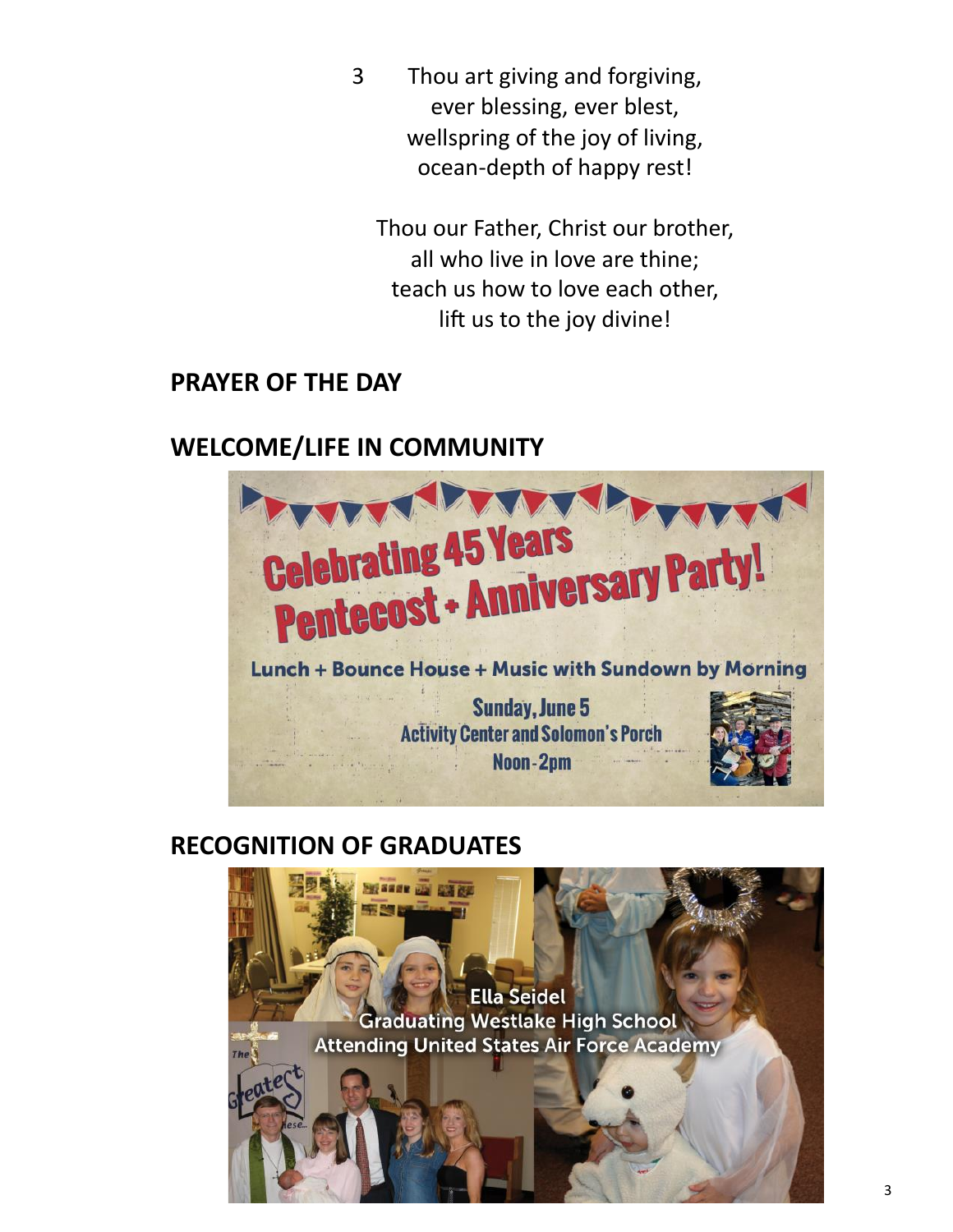3 Thou art giving and forgiving,
ever blessing, ever blest,
wellspring of the joy of living,
ocean-depth of happy rest!

Thou our Father, Christ our brother,
all who live in love are thine;
teach us how to love each other,
lift us to the joy divine!

## PRAYER OF THE DAY

## WELCOME/LIFE IN COMMUNITY

Celebrating 45 Years
Pentecost + Anniversary Party!

Lunch + Bounce House + Music with Sundown by Morning

Sunday, June 5
Activity Center and Solomon's Porch
Noon - 2pm

## RECOGNITION OF GRADUATES

Ella Seidel
Graduating Westlake High School
Attending United States Air Force Academy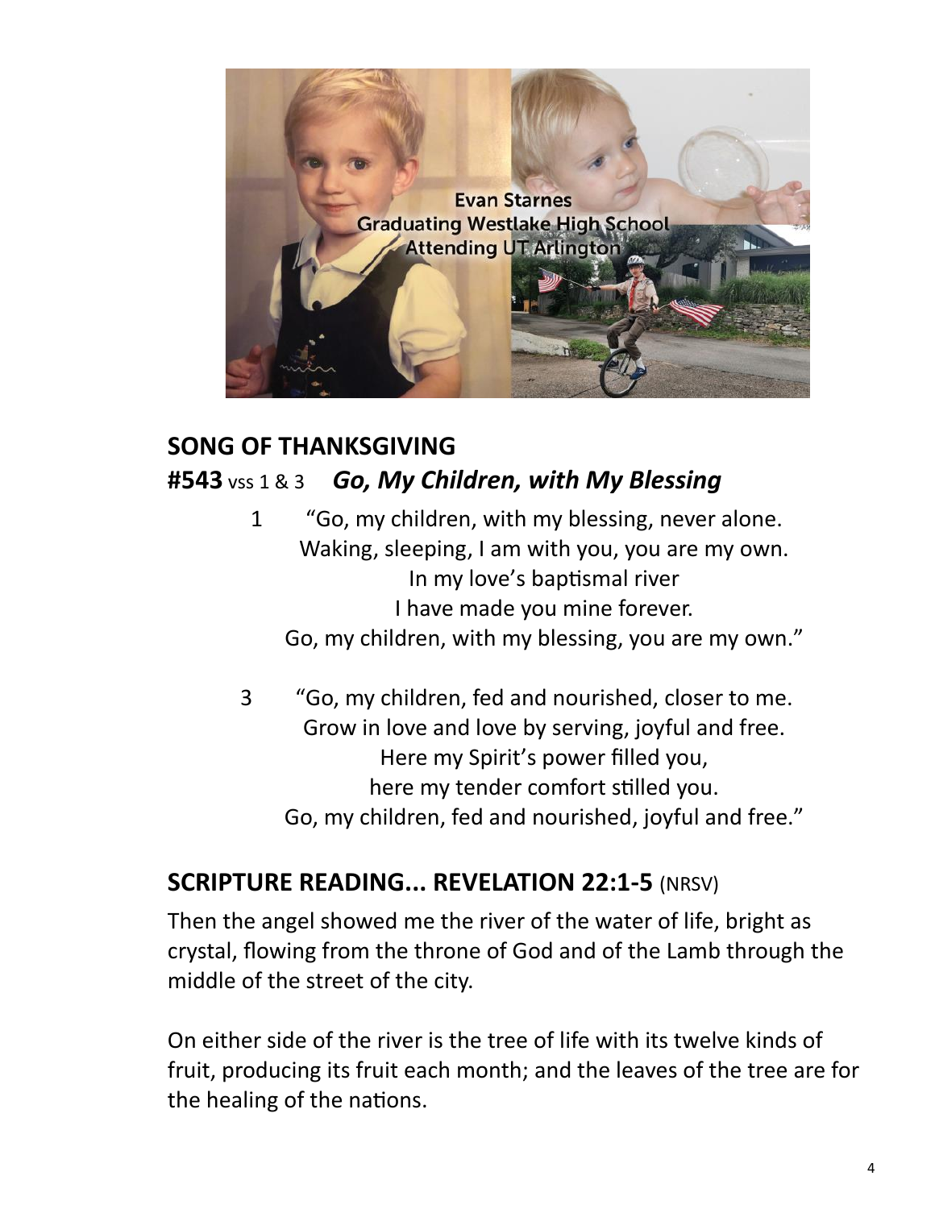Evan Starnes
Graduating Westlake High School
Attending UT Arlington

## SONG OF THANKSGIVING

**#543** vss 1 & 3 ***Go, My Children, with My Blessing***

1 "Go, my children, with my blessing, never alone.
Waking, sleeping, I am with you, you are my own.
In my love's baptismal river
I have made you mine forever.
Go, my children, with my blessing, you are my own."

3 "Go, my children, fed and nourished, closer to me.
Grow in love and love by serving, joyful and free.
Here my Spirit's power filled you,
here my tender comfort stilled you.
Go, my children, fed and nourished, joyful and free."

## SCRIPTURE READING... REVELATION 22:1-5 (NRSV)

Then the angel showed me the river of the water of life, bright as crystal, flowing from the throne of God and of the Lamb through the middle of the street of the city.

On either side of the river is the tree of life with its twelve kinds of fruit, producing its fruit each month; and the leaves of the tree are for the healing of the nations.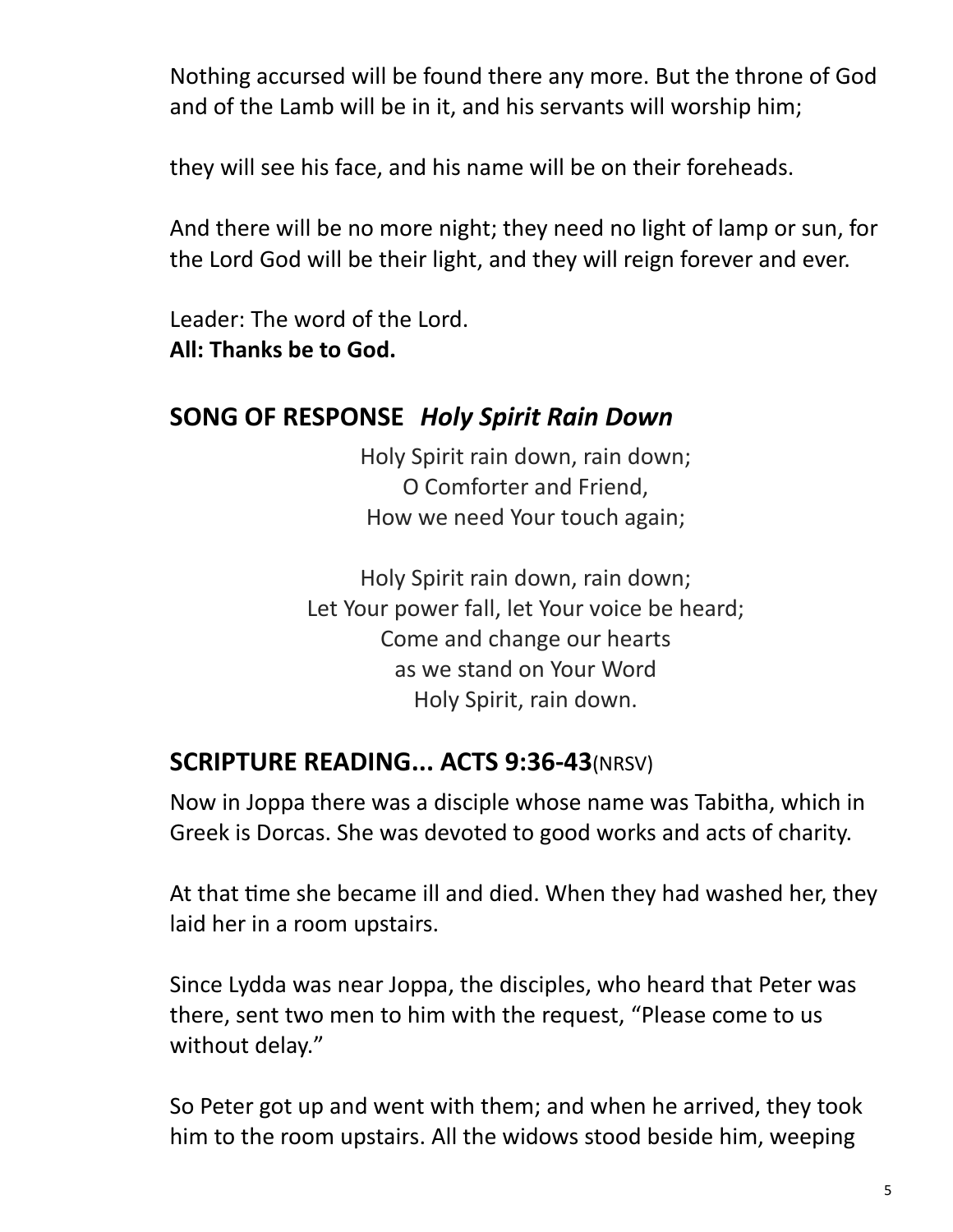Nothing accursed will be found there any more. But the throne of God and of the Lamb will be in it, and his servants will worship him;

they will see his face, and his name will be on their foreheads.

And there will be no more night; they need no light of lamp or sun, for the Lord God will be their light, and they will reign forever and ever.

Leader: The word of the Lord.
**All: Thanks be to God.**

## SONG OF RESPONSE *Holy Spirit Rain Down*

Holy Spirit rain down, rain down;
O Comforter and Friend,
How we need Your touch again;

Holy Spirit rain down, rain down;
Let Your power fall, let Your voice be heard;
Come and change our hearts
as we stand on Your Word
Holy Spirit, rain down.

## SCRIPTURE READING... ACTS 9:36-43(NRSV)

Now in Joppa there was a disciple whose name was Tabitha, which in Greek is Dorcas. She was devoted to good works and acts of charity.

At that time she became ill and died. When they had washed her, they laid her in a room upstairs.

Since Lydda was near Joppa, the disciples, who heard that Peter was there, sent two men to him with the request, "Please come to us without delay."

So Peter got up and went with them; and when he arrived, they took him to the room upstairs. All the widows stood beside him, weeping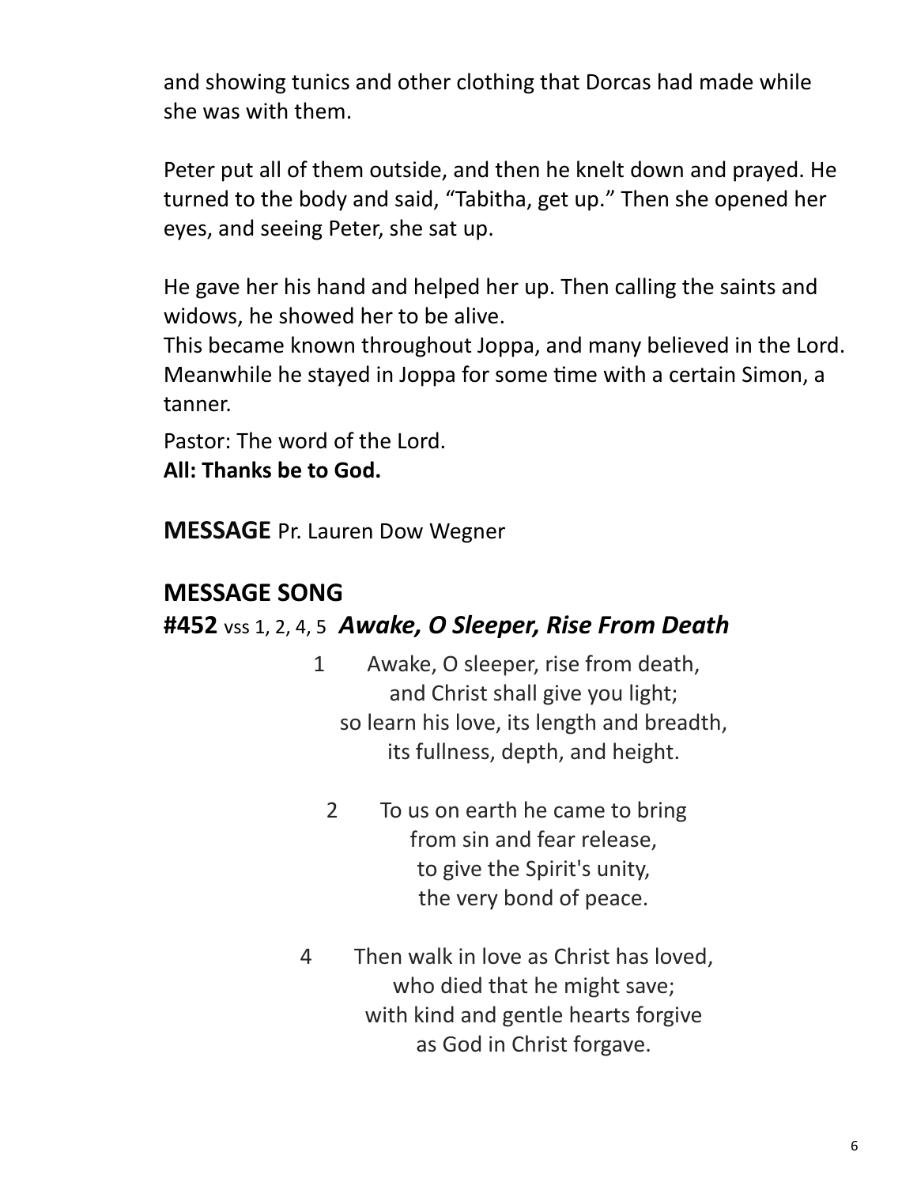and showing tunics and other clothing that Dorcas had made while she was with them.

Peter put all of them outside, and then he knelt down and prayed. He turned to the body and said, “Tabitha, get up.” Then she opened her eyes, and seeing Peter, she sat up.

He gave her his hand and helped her up. Then calling the saints and widows, he showed her to be alive.
This became known throughout Joppa, and many believed in the Lord. Meanwhile he stayed in Joppa for some time with a certain Simon, a tanner.

Pastor: The word of the Lord.
**All: Thanks be to God.**

**MESSAGE** Pr. Lauren Dow Wegner

## MESSAGE SONG

**#452** vss 1, 2, 4, 5 ***Awake, O Sleeper, Rise From Death***

1 Awake, O sleeper, rise from death,
and Christ shall give you light;
so learn his love, its length and breadth,
its fullness, depth, and height.

2 To us on earth he came to bring
from sin and fear release,
to give the Spirit's unity,
the very bond of peace.

4 Then walk in love as Christ has loved,
who died that he might save;
with kind and gentle hearts forgive
as God in Christ forgave.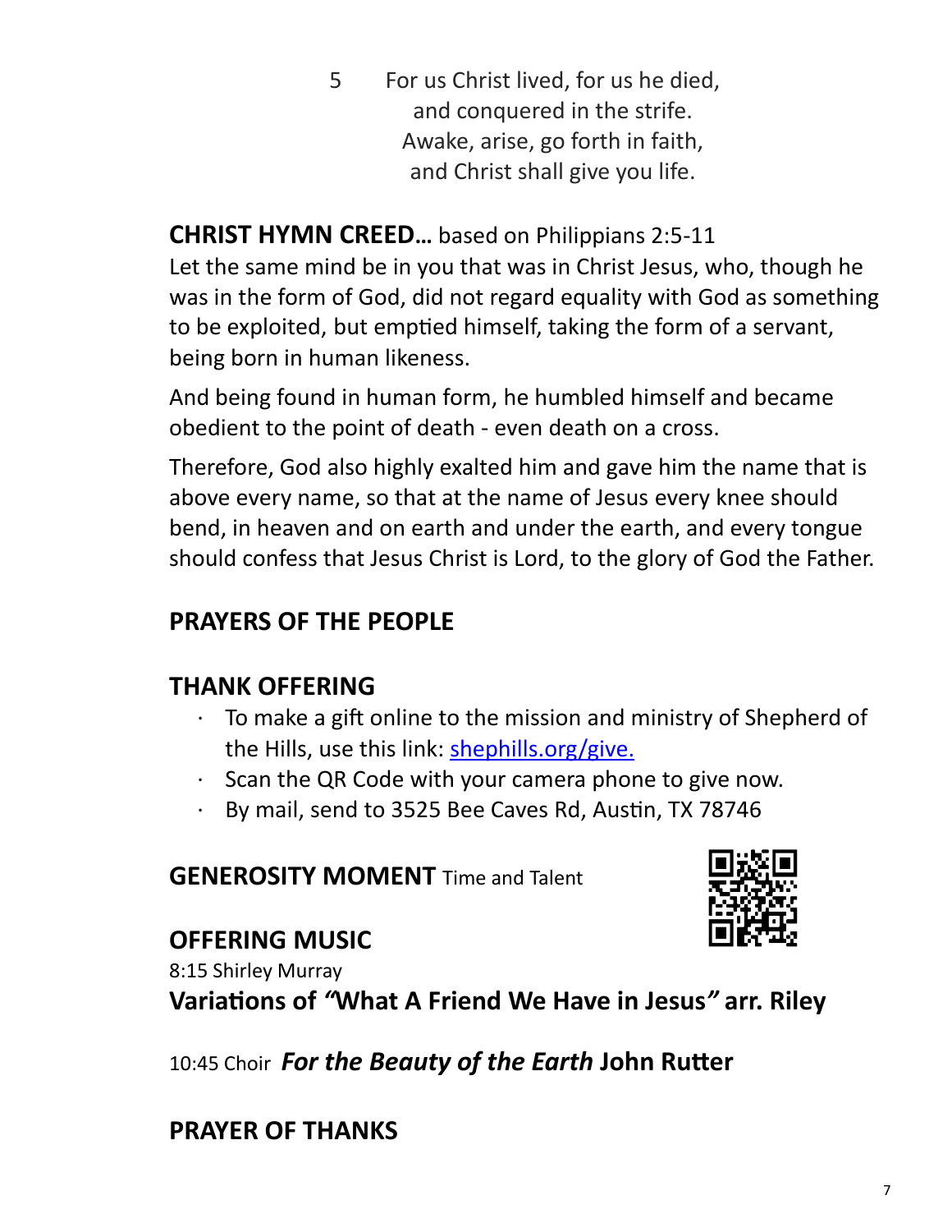5 For us Christ lived, for us he died,
and conquered in the strife.
Awake, arise, go forth in faith,
and Christ shall give you life.

**CHRIST HYMN CREED…** based on Philippians 2:5-11

Let the same mind be in you that was in Christ Jesus, who, though he was in the form of God, did not regard equality with God as something to be exploited, but emptied himself, taking the form of a servant, being born in human likeness.

And being found in human form, he humbled himself and became obedient to the point of death - even death on a cross.

Therefore, God also highly exalted him and gave him the name that is above every name, so that at the name of Jesus every knee should bend, in heaven and on earth and under the earth, and every tongue should confess that Jesus Christ is Lord, to the glory of God the Father.

## PRAYERS OF THE PEOPLE

## THANK OFFERING

- To make a gift online to the mission and ministry of Shepherd of the Hills, use this link: shephills.org/give.
- Scan the QR Code with your camera phone to give now.
- By mail, send to 3525 Bee Caves Rd, Austin, TX 78746

**GENEROSITY MOMENT** Time and Talent

## OFFERING MUSIC

8:15 Shirley Murray

**Variations of "What A Friend We Have in Jesus" arr. Riley**

10:45 Choir ***For the Beauty of the Earth*** **John Rutter**

## PRAYER OF THANKS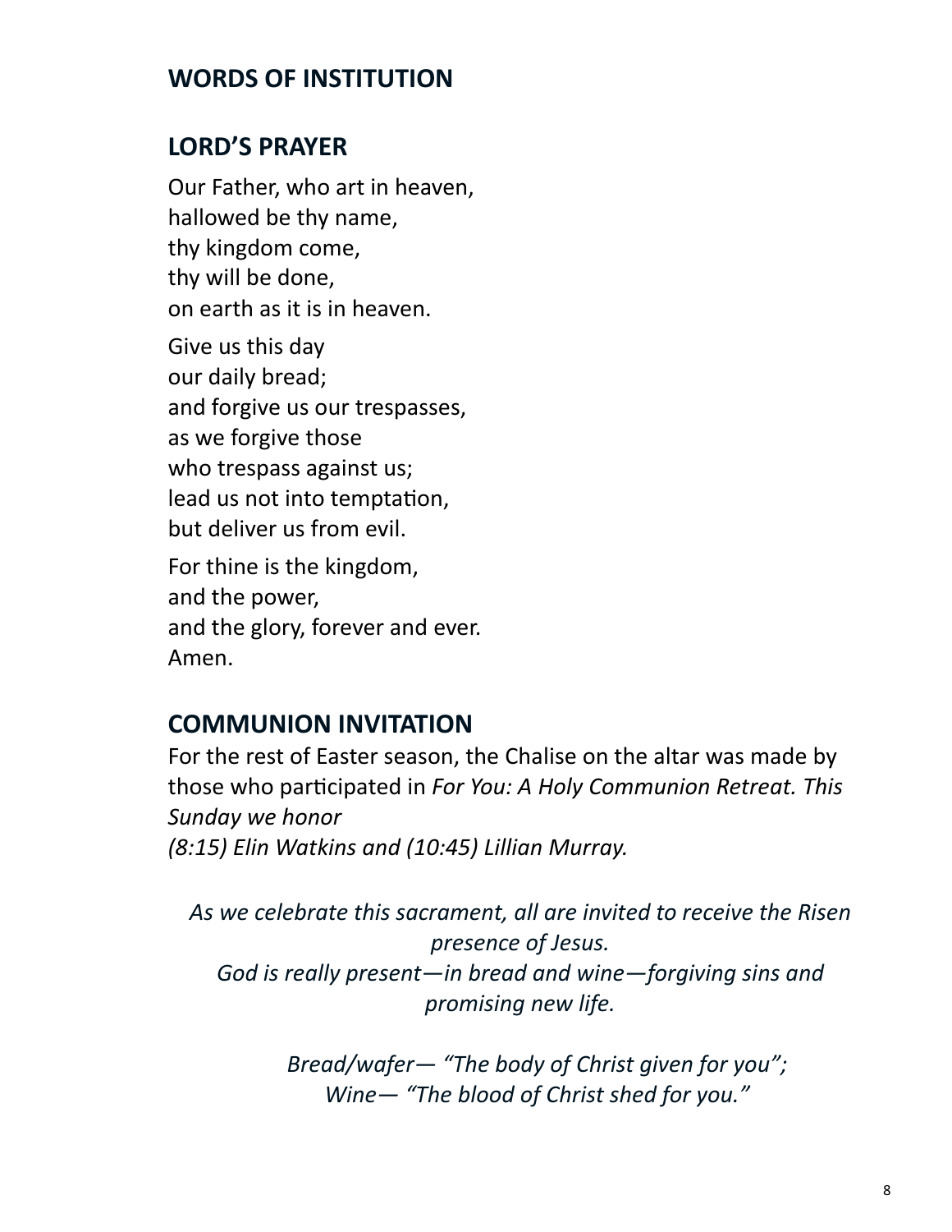## WORDS OF INSTITUTION

## LORD'S PRAYER

Our Father, who art in heaven,
hallowed be thy name,
thy kingdom come,
thy will be done,
on earth as it is in heaven.

Give us this day
our daily bread;
and forgive us our trespasses,
as we forgive those
who trespass against us;
lead us not into temptation,
but deliver us from evil.

For thine is the kingdom,
and the power,
and the glory, forever and ever.
Amen.

## COMMUNION INVITATION

For the rest of Easter season, the Chalise on the altar was made by those who participated in *For You: A Holy Communion Retreat. This Sunday we honor*
*(8:15) Elin Watkins and (10:45) Lillian Murray.*

*As we celebrate this sacrament, all are invited to receive the Risen presence of Jesus.*
*God is really present—in bread and wine—forgiving sins and promising new life.*

*Bread/wafer— "The body of Christ given for you";*
*Wine— "The blood of Christ shed for you."*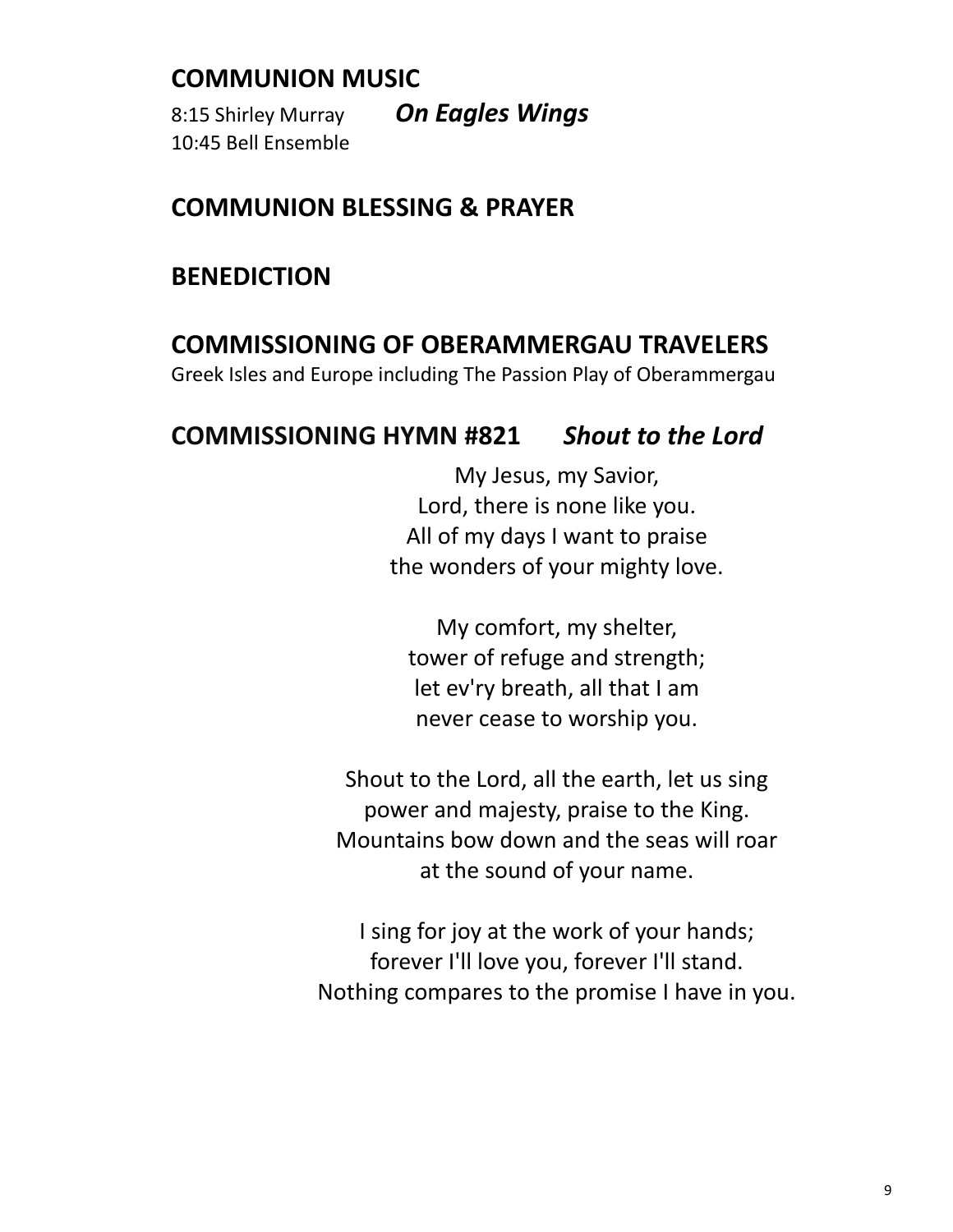## COMMUNION MUSIC

8:15 Shirley Murray ***On Eagles Wings***
10:45 Bell Ensemble

## COMMUNION BLESSING & PRAYER

## BENEDICTION

## COMMISSIONING OF OBERAMMERGAU TRAVELERS

Greek Isles and Europe including The Passion Play of Oberammergau

## COMMISSIONING HYMN #821 *Shout to the Lord*

My Jesus, my Savior,
Lord, there is none like you.
All of my days I want to praise
the wonders of your mighty love.

My comfort, my shelter,
tower of refuge and strength;
let ev'ry breath, all that I am
never cease to worship you.

Shout to the Lord, all the earth, let us sing
power and majesty, praise to the King.
Mountains bow down and the seas will roar
at the sound of your name.

I sing for joy at the work of your hands;
forever I'll love you, forever I'll stand.
Nothing compares to the promise I have in you.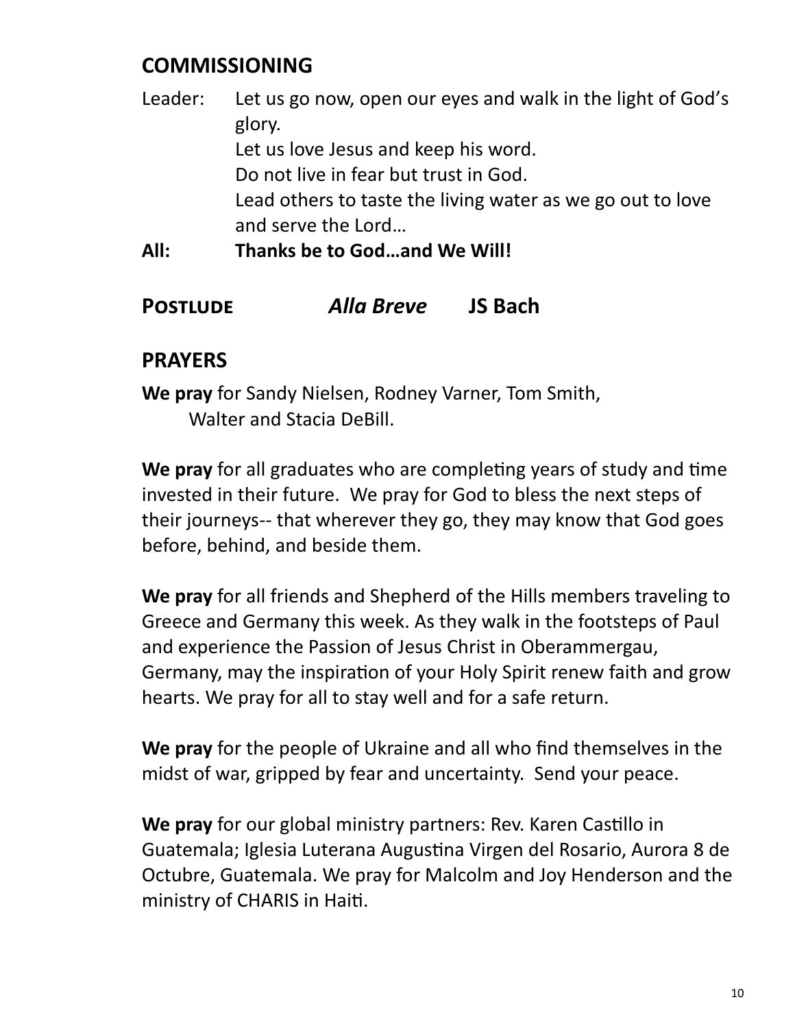## COMMISSIONING

Leader: Let us go now, open our eyes and walk in the light of God's glory.
Let us love Jesus and keep his word.
Do not live in fear but trust in God.
Lead others to taste the living water as we go out to love and serve the Lord…

**All: Thanks be to God…and We Will!**

## POSTLUDE *Alla Breve* JS Bach

## PRAYERS

**We pray** for Sandy Nielsen, Rodney Varner, Tom Smith, Walter and Stacia DeBill.

**We pray** for all graduates who are completing years of study and time invested in their future. We pray for God to bless the next steps of their journeys-- that wherever they go, they may know that God goes before, behind, and beside them.

**We pray** for all friends and Shepherd of the Hills members traveling to Greece and Germany this week. As they walk in the footsteps of Paul and experience the Passion of Jesus Christ in Oberammergau, Germany, may the inspiration of your Holy Spirit renew faith and grow hearts. We pray for all to stay well and for a safe return.

**We pray** for the people of Ukraine and all who find themselves in the midst of war, gripped by fear and uncertainty. Send your peace.

**We pray** for our global ministry partners: Rev. Karen Castillo in Guatemala; Iglesia Luterana Augustina Virgen del Rosario, Aurora 8 de Octubre, Guatemala. We pray for Malcolm and Joy Henderson and the ministry of CHARIS in Haiti.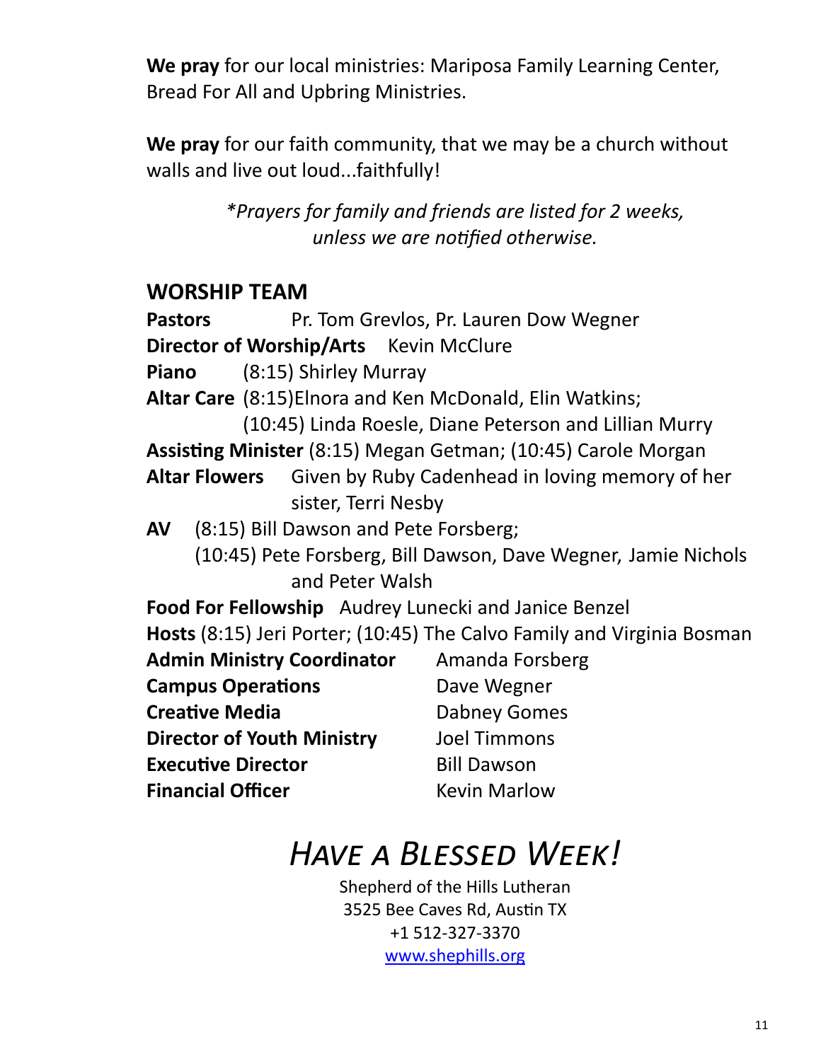**We pray** for our local ministries: Mariposa Family Learning Center, Bread For All and Upbring Ministries.

**We pray** for our faith community, that we may be a church without walls and live out loud...faithfully!

*\*Prayers for family and friends are listed for 2 weeks, unless we are notified otherwise.*

## WORSHIP TEAM

**Pastors** Pr. Tom Grevlos, Pr. Lauren Dow Wegner

**Director of Worship/Arts** Kevin McClure

**Piano** (8:15) Shirley Murray

**Altar Care** (8:15)Elnora and Ken McDonald, Elin Watkins; (10:45) Linda Roesle, Diane Peterson and Lillian Murry

**Assisting Minister** (8:15) Megan Getman; (10:45) Carole Morgan

**Altar Flowers** Given by Ruby Cadenhead in loving memory of her sister, Terri Nesby

**AV** (8:15) Bill Dawson and Pete Forsberg; (10:45) Pete Forsberg, Bill Dawson, Dave Wegner, Jamie Nichols and Peter Walsh

**Food For Fellowship** Audrey Lunecki and Janice Benzel

**Hosts** (8:15) Jeri Porter; (10:45) The Calvo Family and Virginia Bosman

**Admin Ministry Coordinator** Amanda Forsberg

**Campus Operations** Dave Wegner

**Creative Media** Dabney Gomes

**Director of Youth Ministry** Joel Timmons

**Executive Director** Bill Dawson

**Financial Officer** Kevin Marlow

# *Have a Blessed Week!*

Shepherd of the Hills Lutheran
3525 Bee Caves Rd, Austin TX
+1 512-327-3370
www.shephills.org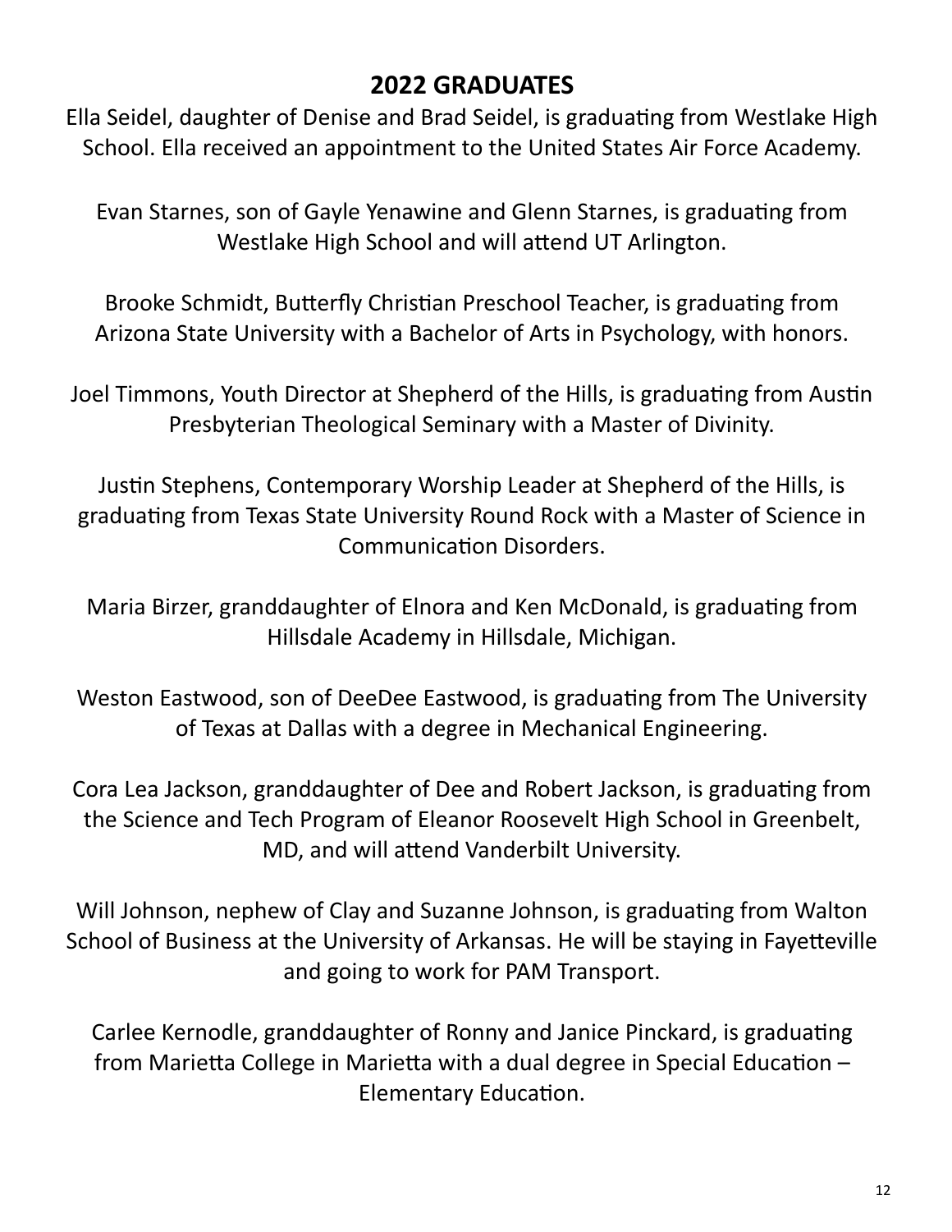## 2022 GRADUATES

Ella Seidel, daughter of Denise and Brad Seidel, is graduating from Westlake High School. Ella received an appointment to the United States Air Force Academy.

Evan Starnes, son of Gayle Yenawine and Glenn Starnes, is graduating from Westlake High School and will attend UT Arlington.

Brooke Schmidt, Butterfly Christian Preschool Teacher, is graduating from Arizona State University with a Bachelor of Arts in Psychology, with honors.

Joel Timmons, Youth Director at Shepherd of the Hills, is graduating from Austin Presbyterian Theological Seminary with a Master of Divinity.

Justin Stephens, Contemporary Worship Leader at Shepherd of the Hills, is graduating from Texas State University Round Rock with a Master of Science in Communication Disorders.

Maria Birzer, granddaughter of Elnora and Ken McDonald, is graduating from Hillsdale Academy in Hillsdale, Michigan.

Weston Eastwood, son of DeeDee Eastwood, is graduating from The University of Texas at Dallas with a degree in Mechanical Engineering.

Cora Lea Jackson, granddaughter of Dee and Robert Jackson, is graduating from the Science and Tech Program of Eleanor Roosevelt High School in Greenbelt, MD, and will attend Vanderbilt University.

Will Johnson, nephew of Clay and Suzanne Johnson, is graduating from Walton School of Business at the University of Arkansas. He will be staying in Fayetteville and going to work for PAM Transport.

Carlee Kernodle, granddaughter of Ronny and Janice Pinckard, is graduating from Marietta College in Marietta with a dual degree in Special Education – Elementary Education.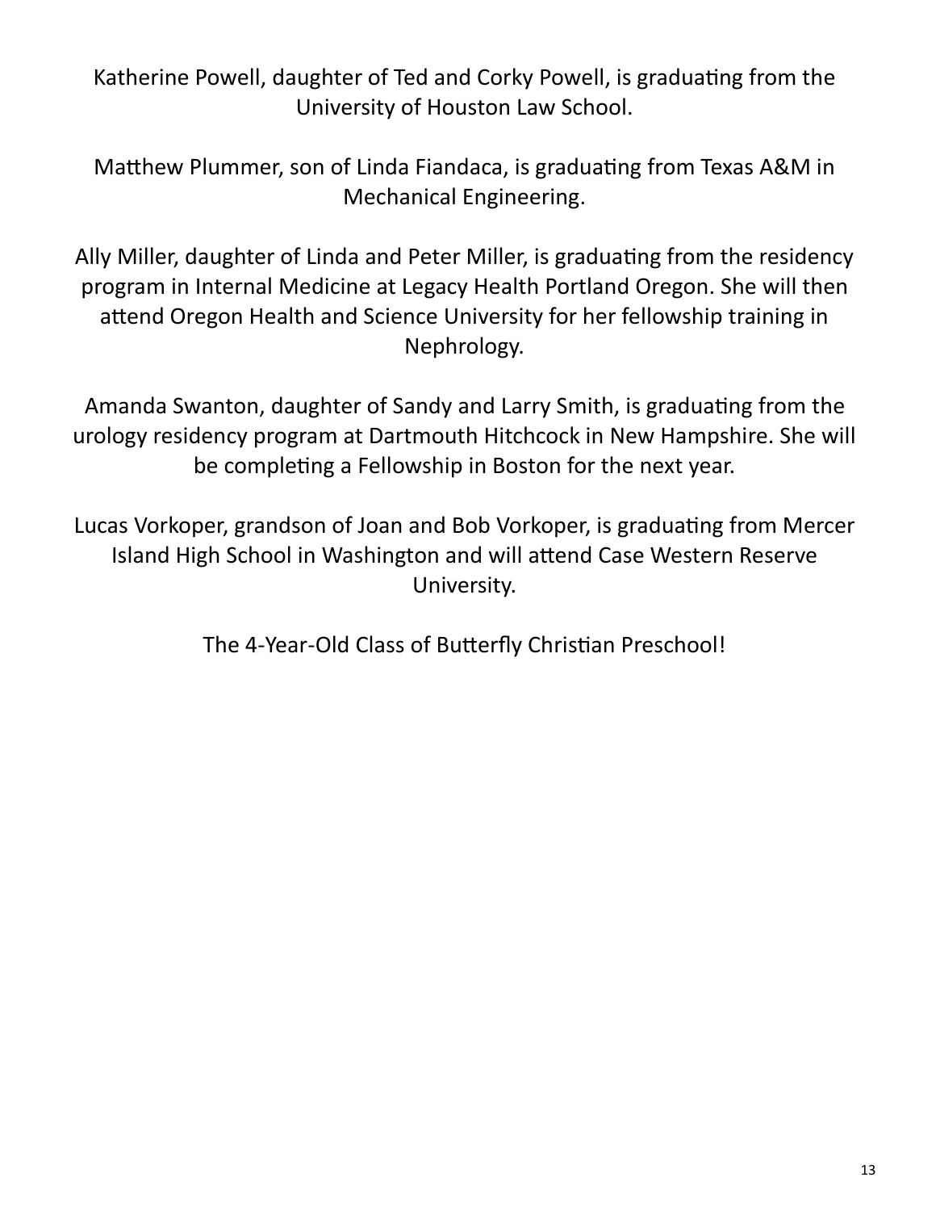Katherine Powell, daughter of Ted and Corky Powell, is graduating from the University of Houston Law School.

Matthew Plummer, son of Linda Fiandaca, is graduating from Texas A&M in Mechanical Engineering.

Ally Miller, daughter of Linda and Peter Miller, is graduating from the residency program in Internal Medicine at Legacy Health Portland Oregon. She will then attend Oregon Health and Science University for her fellowship training in Nephrology.

Amanda Swanton, daughter of Sandy and Larry Smith, is graduating from the urology residency program at Dartmouth Hitchcock in New Hampshire. She will be completing a Fellowship in Boston for the next year.

Lucas Vorkoper, grandson of Joan and Bob Vorkoper, is graduating from Mercer Island High School in Washington and will attend Case Western Reserve University.

The 4-Year-Old Class of Butterfly Christian Preschool!